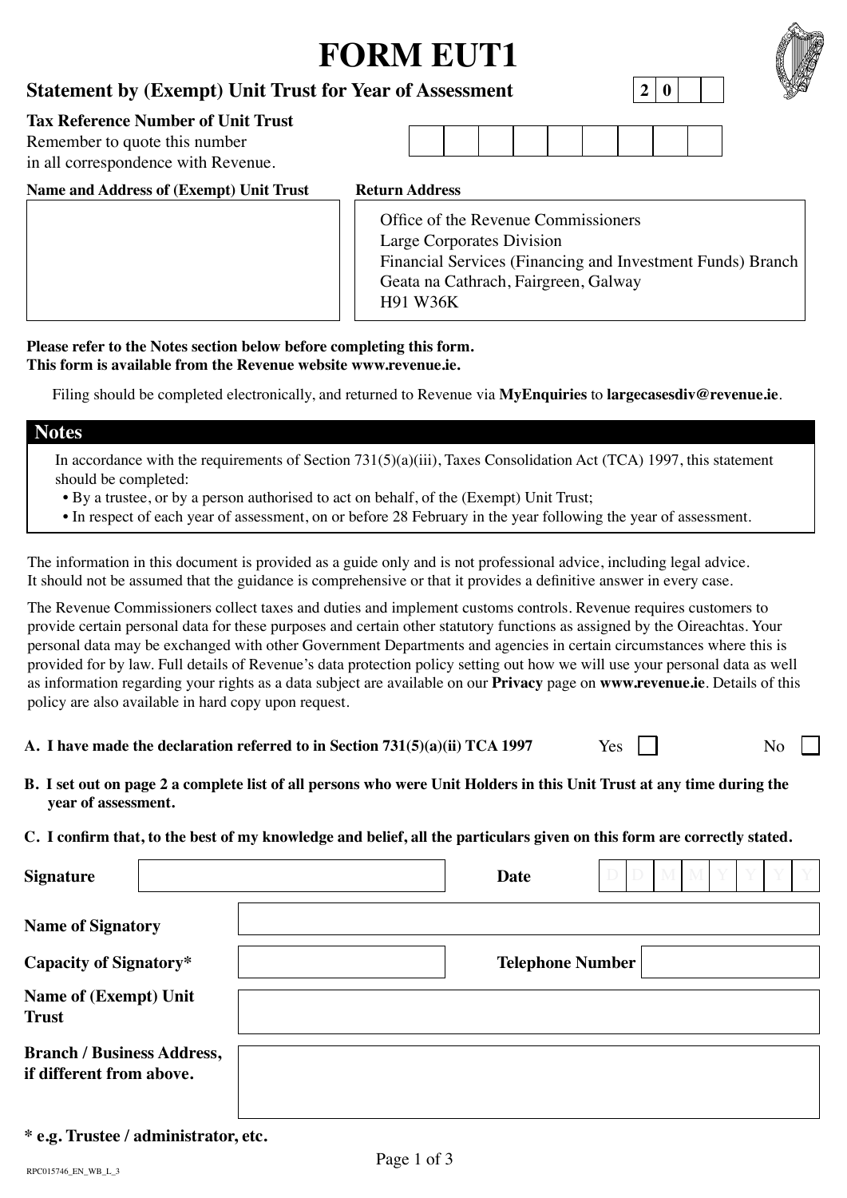# FORM EUT1

**Statement by (Exempt) Unit Trust for Year of Assessment** 2 0 _ _

**Tax Reference Number of Unit Trust**
Remember to quote this number in all correspondence with Revenue.

| | | | | | | | | |
|---|---|---|---|---|---|---|---|---|
| | | | | | | | | |

| **Name and Address of (Exempt) Unit Trust** | **Return Address** |
|---|---|
| | Office of the Revenue Commissioners<br>Large Corporates Division<br>Financial Services (Financing and Investment Funds) Branch<br>Geata na Cathrach, Fairgreen, Galway<br>H91 W36K |

**Please refer to the Notes section below before completing this form.**
**This form is available from the Revenue website www.revenue.ie.**

Filing should be completed electronically, and returned to Revenue via **MyEnquiries** to **largecasesdiv@revenue.ie**.

## Notes

In accordance with the requirements of Section 731(5)(a)(iii), Taxes Consolidation Act (TCA) 1997, this statement should be completed:

- By a trustee, or by a person authorised to act on behalf, of the (Exempt) Unit Trust;
- In respect of each year of assessment, on or before 28 February in the year following the year of assessment.

The information in this document is provided as a guide only and is not professional advice, including legal advice. It should not be assumed that the guidance is comprehensive or that it provides a definitive answer in every case.

The Revenue Commissioners collect taxes and duties and implement customs controls. Revenue requires customers to provide certain personal data for these purposes and certain other statutory functions as assigned by the Oireachtas. Your personal data may be exchanged with other Government Departments and agencies in certain circumstances where this is provided for by law. Full details of Revenue's data protection policy setting out how we will use your personal data as well as information regarding your rights as a data subject are available on our **Privacy** page on **www.revenue.ie**. Details of this policy are also available in hard copy upon request.

**A. I have made the declaration referred to in Section 731(5)(a)(ii) TCA 1997** Yes ☐ No ☐

**B. I set out on page 2 a complete list of all persons who were Unit Holders in this Unit Trust at any time during the year of assessment.**

**C. I confirm that, to the best of my knowledge and belief, all the particulars given on this form are correctly stated.**

| | | | |
|---|---|---|---|
| **Signature** | | **Date** | D D M M Y Y Y Y |
| **Name of Signatory** | | | |
| **Capacity of Signatory*** | | **Telephone Number** | |
| **Name of (Exempt) Unit Trust** | | | |
| **Branch / Business Address, if different from above.** | | | |

**\* e.g. Trustee / administrator, etc.**

RPC015746_EN_WB_L_3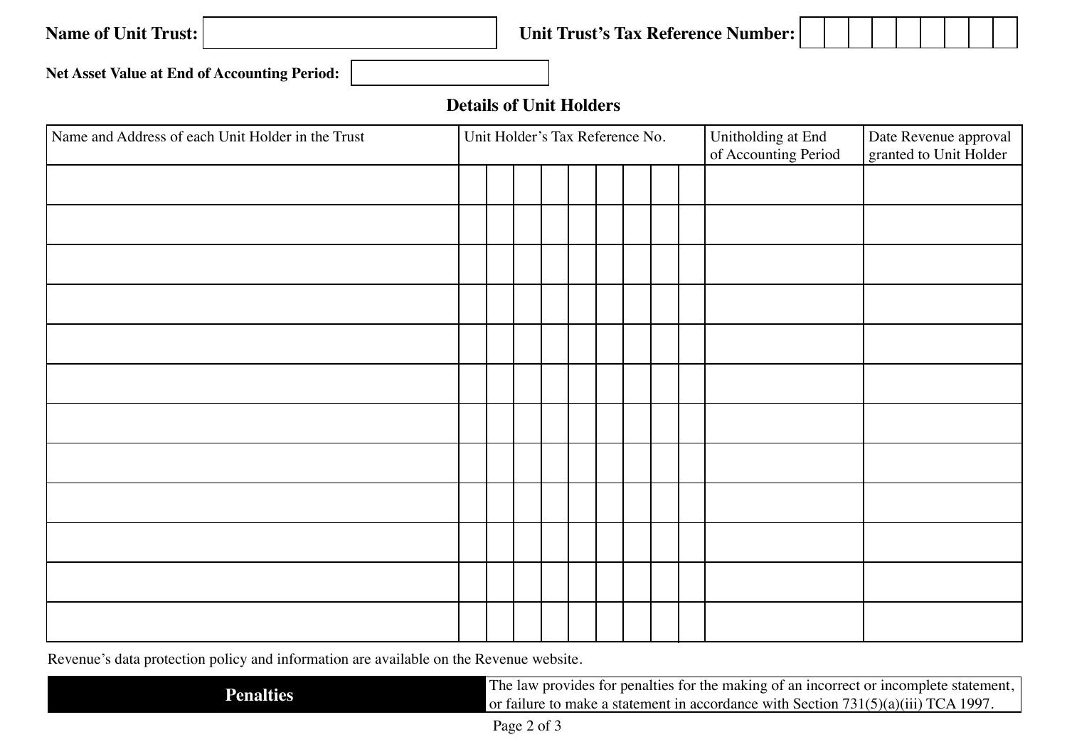**Name of Unit Trust:** 

**Unit Trust's Tax Reference Number:** 

**Net Asset Value at End of Accounting Period:** 

## Details of Unit Holders

| Name and Address of each Unit Holder in the Trust | Unit Holder's Tax Reference No. | Unitholding at End of Accounting Period | Date Revenue approval granted to Unit Holder |
|---|---|---|---|
| | | | |
| | | | |
| | | | |
| | | | |
| | | | |
| | | | |
| | | | |
| | | | |
| | | | |
| | | | |
| | | | |
| | | | |

Revenue's data protection policy and information are available on the Revenue website.

| **Penalties** | The law provides for penalties for the making of an incorrect or incomplete statement, or failure to make a statement in accordance with Section 731(5)(a)(iii) TCA 1997. |
|---|---|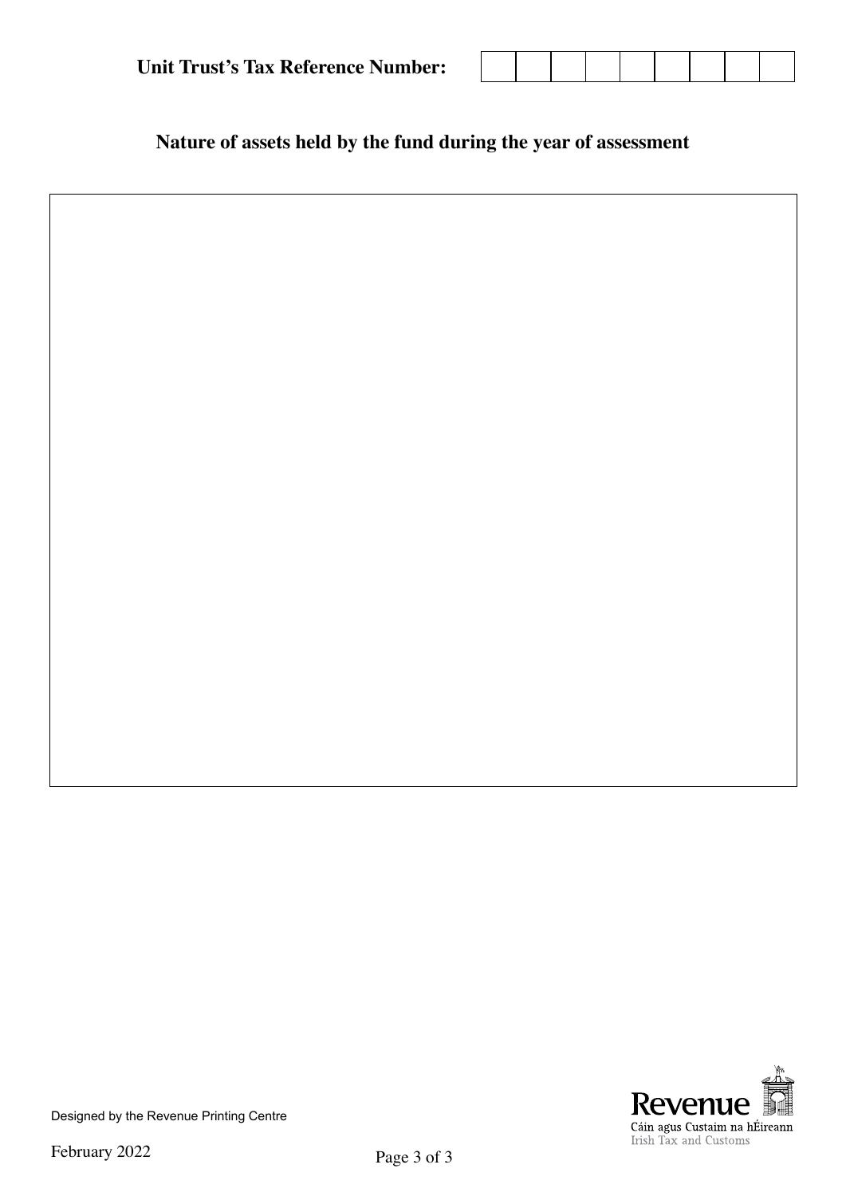**Unit Trust's Tax Reference Number:** | | | | | | | | | |

## Nature of assets held by the fund during the year of assessment

Designed by the Revenue Printing Centre

February 2022

Revenue
Cáin agus Custaim na hÉireann
Irish Tax and Customs